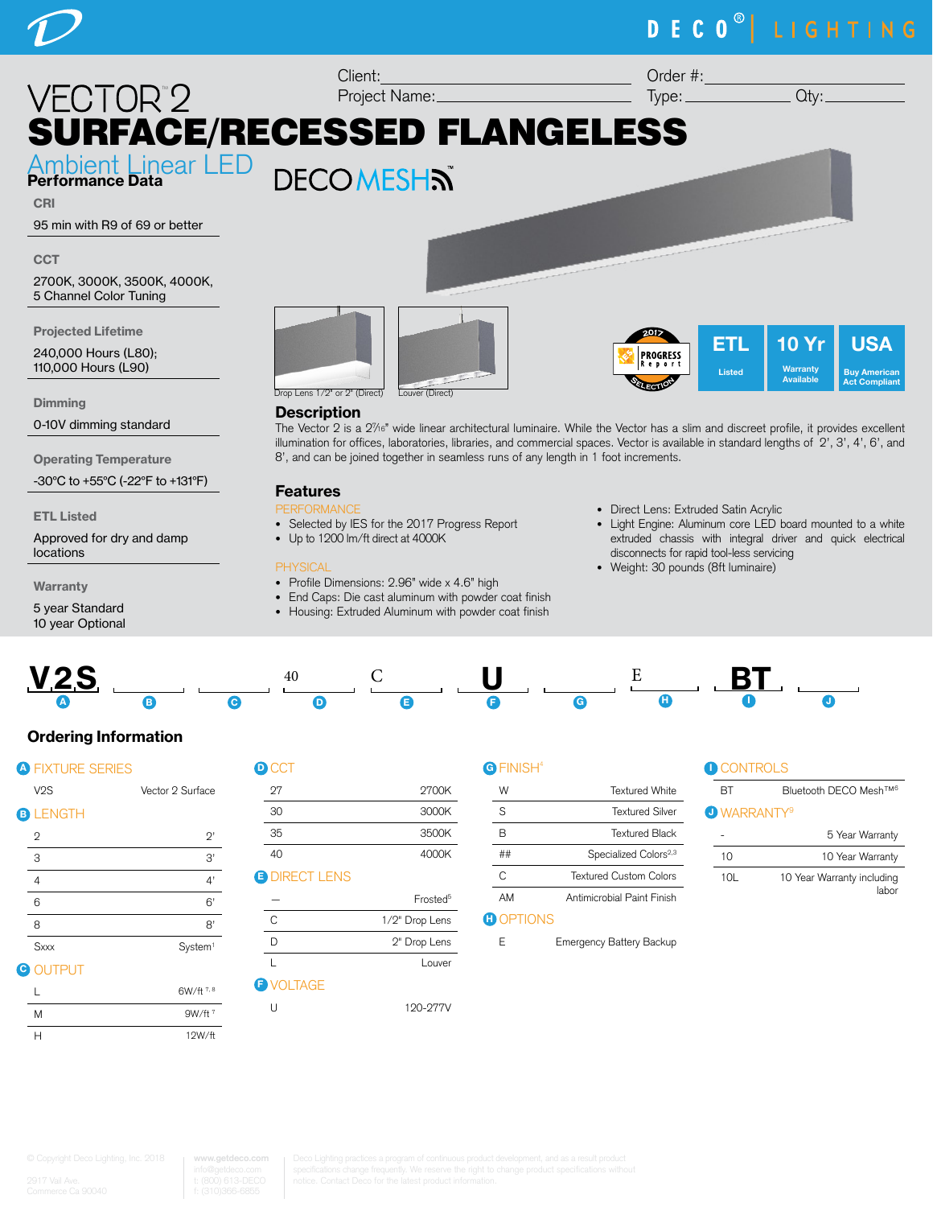DECO® | LIGHTING

# VECTOR™2
# SURFACE/RECESSED FLANGELESS

## Ambient Linear LED

DECOMESH™

Client:
Project Name:
Order #:
Type:
Qty:

### Performance Data

**CRI**

95 min with R9 of 69 or better

**CCT**

2700K, 3000K, 3500K, 4000K, 5 Channel Color Tuning

**Projected Lifetime**

240,000 Hours (L80); 110,000 Hours (L90)

**Dimming**

0-10V dimming standard

**Operating Temperature**

-30°C to +55°C (-22°F to +131°F)

**ETL Listed**

Approved for dry and damp locations

**Warranty**

5 year Standard
10 year Optional

Drop Lens 1/2" or 2" (Direct)

Louver (Direct)

2017 PROGRESS Report SELECTION | ETL Listed | 10 Yr Warranty Available | USA Buy American Act Compliant

### Description

The Vector 2 is a 2⁷⁄₁₆" wide linear architectural luminaire. While the Vector has a slim and discreet profile, it provides excellent illumination for offices, laboratories, libraries, and commercial spaces. Vector is available in standard lengths of 2', 3', 4', 6', and 8', and can be joined together in seamless runs of any length in 1 foot increments.

### Features

PERFORMANCE

- Selected by IES for the 2017 Progress Report
- Up to 1200 lm/ft direct at 4000K

PHYSICAL

- Profile Dimensions: 2.96" wide x 4.6" high
- End Caps: Die cast aluminum with powder coat finish
- Housing: Extruded Aluminum with powder coat finish
- Direct Lens: Extruded Satin Acrylic
- Light Engine: Aluminum core LED board mounted to a white extruded chassis with integral driver and quick electrical disconnects for rapid tool-less servicing
- Weight: 30 pounds (8ft luminaire)

| V2S | ___ | ___ | 40 | C | U | ___ | E | BT | ___ |
|---|---|---|---|---|---|---|---|---|---|
| A | B | C | D | E | F | G | H | I | J |

### Ordering Information

**A FIXTURE SERIES**

| | |
|---|---|
| V2S | Vector 2 Surface |

**B LENGTH**

| | |
|---|---|
| 2 | 2' |
| 3 | 3' |
| 4 | 4' |
| 6 | 6' |
| 8 | 8' |
| Sxxx | System[1] |

**C OUTPUT**

| | |
|---|---|
| L | 6W/ft [7, 8] |
| M | 9W/ft [7] |
| H | 12W/ft |

**D CCT**

| | |
|---|---|
| 27 | 2700K |
| 30 | 3000K |
| 35 | 3500K |
| 40 | 4000K |

**E DIRECT LENS**

| | |
|---|---|
| — | Frosted[5] |
| C | 1/2" Drop Lens |
| D | 2" Drop Lens |
| L | Louver |

**F VOLTAGE**

| | |
|---|---|
| U | 120-277V |

**G FINISH[4]**

| | |
|---|---|
| W | Textured White |
| S | Textured Silver |
| B | Textured Black |
| ## | Specialized Colors[2,3] |
| C | Textured Custom Colors |
| AM | Antimicrobial Paint Finish |

**H OPTIONS**

| | |
|---|---|
| E | Emergency Battery Backup |

**I CONTROLS**

| | |
|---|---|
| BT | Bluetooth DECO Mesh™[6] |

**J WARRANTY[9]**

| | |
|---|---|
| - | 5 Year Warranty |
| 10 | 10 Year Warranty |
| 10L | 10 Year Warranty including labor |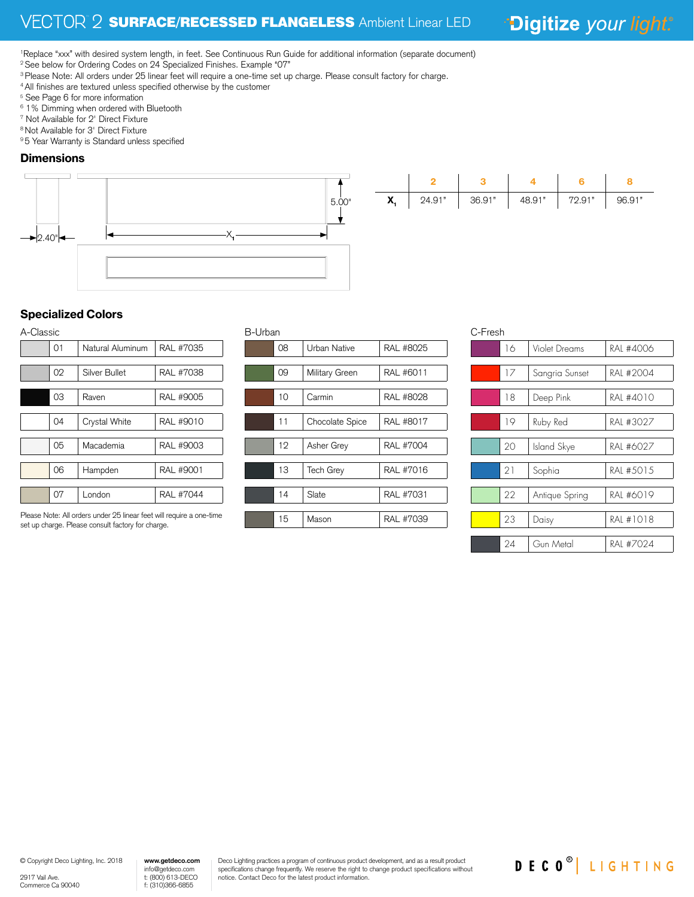[1]Replace "xxx" with desired system length, in feet. See Continuous Run Guide for additional information (separate document)
[2] See below for Ordering Codes on 24 Specialized Finishes. Example "07"
[3] Please Note: All orders under 25 linear feet will require a one-time set up charge. Please consult factory for charge.
[4] All finishes are textured unless specified otherwise by the customer
[5] See Page 6 for more information
[6] 1% Dimming when ordered with Bluetooth
[7] Not Available for 2' Direct Fixture
[8] Not Available for 3' Direct Fixture
[9] 5 Year Warranty is Standard unless specified

## Dimensions

2.40"

5.00"

$X_1$

| | 2 | 3 | 4 | 6 | 8 |
|---|---|---|---|---|---|
| $X_1$ | 24.91" | 36.91" | 48.91" | 72.91" | 96.91" |

## Specialized Colors

### A-Classic

| | Code | Name | RAL |
|---|---|---|---|
| | 01 | Natural Aluminum | RAL #7035 |
| | 02 | Silver Bullet | RAL #7038 |
| | 03 | Raven | RAL #9005 |
| | 04 | Crystal White | RAL #9010 |
| | 05 | Macademia | RAL #9003 |
| | 06 | Hampden | RAL #9001 |
| | 07 | London | RAL #7044 |

Please Note: All orders under 25 linear feet will require a one-time set up charge. Please consult factory for charge.

### B-Urban

| | Code | Name | RAL |
|---|---|---|---|
| | 08 | Urban Native | RAL #8025 |
| | 09 | Military Green | RAL #6011 |
| | 10 | Carmin | RAL #8028 |
| | 11 | Chocolate Spice | RAL #8017 |
| | 12 | Asher Grey | RAL #7004 |
| | 13 | Tech Grey | RAL #7016 |
| | 14 | Slate | RAL #7031 |
| | 15 | Mason | RAL #7039 |

### C-Fresh

| | Code | Name | RAL |
|---|---|---|---|
| | 16 | Violet Dreams | RAL #4006 |
| | 17 | Sangria Sunset | RAL #2004 |
| | 18 | Deep Pink | RAL #4010 |
| | 19 | Ruby Red | RAL #3027 |
| | 20 | Island Skye | RAL #6027 |
| | 21 | Sophia | RAL #5015 |
| | 22 | Antique Spring | RAL #6019 |
| | 23 | Daisy | RAL #1018 |
| | 24 | Gun Metal | RAL #7024 |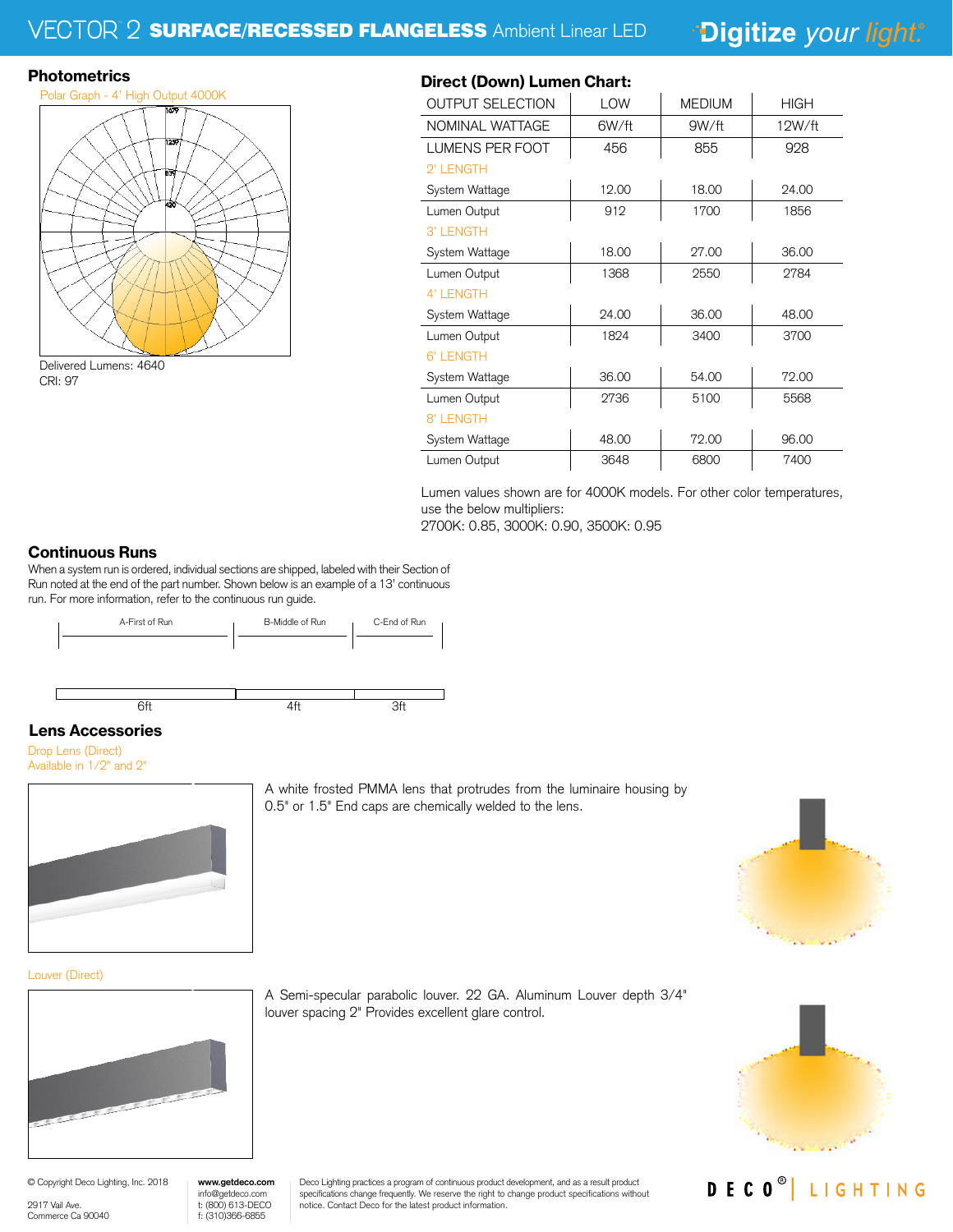# VECTOR 2 SURFACE/RECESSED FLANGELESS Ambient Linear LED

## Photometrics

Polar Graph - 4' High Output 4000K

1679
1259
839
420

Delivered Lumens: 4640
CRI: 97

## Direct (Down) Lumen Chart:

| OUTPUT SELECTION | LOW | MEDIUM | HIGH |
|---|---|---|---|
| NOMINAL WATTAGE | 6W/ft | 9W/ft | 12W/ft |
| LUMENS PER FOOT | 456 | 855 | 928 |
| **2' LENGTH** | | | |
| System Wattage | 12.00 | 18.00 | 24.00 |
| Lumen Output | 912 | 1700 | 1856 |
| **3' LENGTH** | | | |
| System Wattage | 18.00 | 27.00 | 36.00 |
| Lumen Output | 1368 | 2550 | 2784 |
| **4' LENGTH** | | | |
| System Wattage | 24.00 | 36.00 | 48.00 |
| Lumen Output | 1824 | 3400 | 3700 |
| **6' LENGTH** | | | |
| System Wattage | 36.00 | 54.00 | 72.00 |
| Lumen Output | 2736 | 5100 | 5568 |
| **8' LENGTH** | | | |
| System Wattage | 48.00 | 72.00 | 96.00 |
| Lumen Output | 3648 | 6800 | 7400 |

Lumen values shown are for 4000K models. For other color temperatures, use the below multipliers:
2700K: 0.85, 3000K: 0.90, 3500K: 0.95

## Continuous Runs

When a system run is ordered, individual sections are shipped, labeled with their Section of Run noted at the end of the part number. Shown below is an example of a 13' continuous run. For more information, refer to the continuous run guide.

A-First of Run
B-Middle of Run
C-End of Run

6ft
4ft
3ft

## Lens Accessories

### Drop Lens (Direct)

Available in 1/2" and 2"

A white frosted PMMA lens that protrudes from the luminaire housing by 0.5" or 1.5" End caps are chemically welded to the lens.

### Louver (Direct)

A Semi-specular parabolic louver. 22 GA. Aluminum Louver depth 3/4" louver spacing 2" Provides excellent glare control.

© Copyright Deco Lighting, Inc. 2018

2917 Vail Ave.
Commerce Ca 90040

www.getdeco.com
info@getdeco.com
t: (800) 613-DECO
f: (310)366-6855

Deco Lighting practices a program of continuous product development, and as a result product specifications change frequently. We reserve the right to change product specifications without notice. Contact Deco for the latest product information.